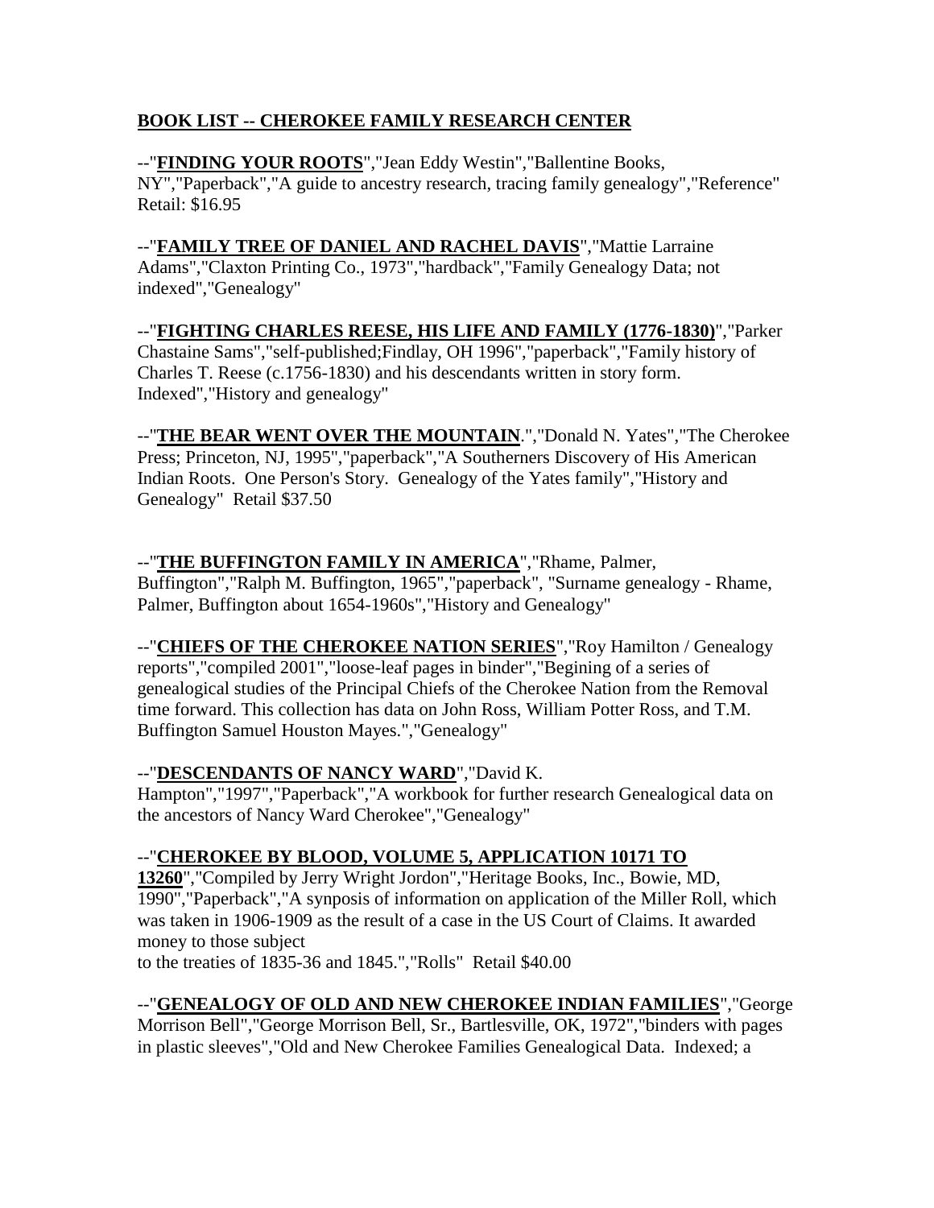**BOOK LIST -- CHEROKEE FAMILY RESEARCH CENTER**

--"**FINDING YOUR ROOTS**","Jean Eddy Westin","Ballentine Books, NY","Paperback","A guide to ancestry research, tracing family genealogy","Reference" Retail: $16.95

--"**FAMILY TREE OF DANIEL AND RACHEL DAVIS**","Mattie Larraine Adams","Claxton Printing Co., 1973","hardback","Family Genealogy Data; not indexed","Genealogy"

--"**FIGHTING CHARLES REESE, HIS LIFE AND FAMILY (1776-1830)**","Parker Chastaine Sams","self-published;Findlay, OH 1996","paperback","Family history of Charles T. Reese (c.1756-1830) and his descendants written in story form. Indexed","History and genealogy"

--"**THE BEAR WENT OVER THE MOUNTAIN**.","Donald N. Yates","The Cherokee Press; Princeton, NJ, 1995","paperback","A Southerners Discovery of His American Indian Roots. One Person's Story. Genealogy of the Yates family","History and Genealogy" Retail $37.50

--"**THE BUFFINGTON FAMILY IN AMERICA**","Rhame, Palmer, Buffington","Ralph M. Buffington, 1965","paperback", "Surname genealogy - Rhame, Palmer, Buffington about 1654-1960s","History and Genealogy"

--"**CHIEFS OF THE CHEROKEE NATION SERIES**","Roy Hamilton / Genealogy reports","compiled 2001","loose-leaf pages in binder","Begining of a series of genealogical studies of the Principal Chiefs of the Cherokee Nation from the Removal time forward. This collection has data on John Ross, William Potter Ross, and T.M. Buffington Samuel Houston Mayes.","Genealogy"

--"**DESCENDANTS OF NANCY WARD**","David K. Hampton","1997","Paperback","A workbook for further research Genealogical data on the ancestors of Nancy Ward Cherokee","Genealogy"

--"**CHEROKEE BY BLOOD, VOLUME 5, APPLICATION 10171 TO 13260**","Compiled by Jerry Wright Jordon","Heritage Books, Inc., Bowie, MD, 1990","Paperback","A synposis of information on application of the Miller Roll, which was taken in 1906-1909 as the result of a case in the US Court of Claims. It awarded money to those subject to the treaties of 1835-36 and 1845.","Rolls" Retail $40.00

--"**GENEALOGY OF OLD AND NEW CHEROKEE INDIAN FAMILIES**","George Morrison Bell","George Morrison Bell, Sr., Bartlesville, OK, 1972","binders with pages in plastic sleeves","Old and New Cherokee Families Genealogical Data. Indexed; a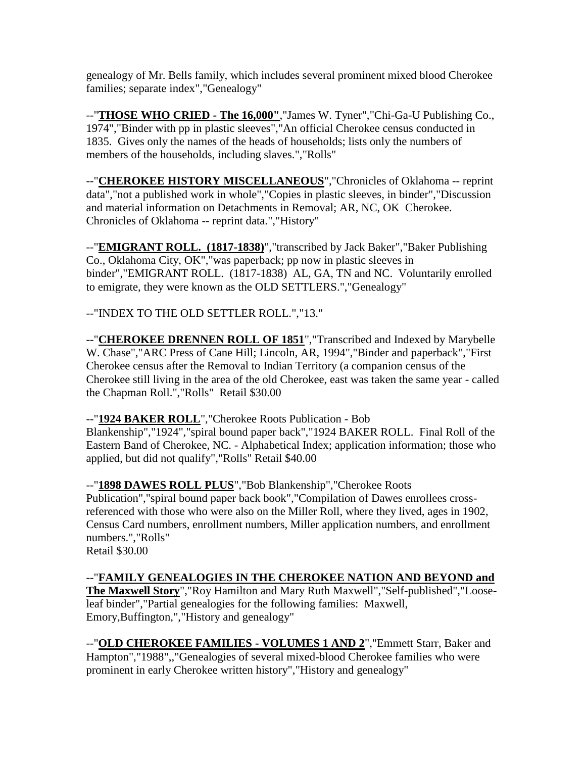genealogy of Mr. Bells family, which includes several prominent mixed blood Cherokee families; separate index","Genealogy"

--"**<u>THOSE WHO CRIED - The 16,000"</u>**,"James W. Tyner","Chi-Ga-U Publishing Co., 1974","Binder with pp in plastic sleeves","An official Cherokee census conducted in 1835. Gives only the names of the heads of households; lists only the numbers of members of the households, including slaves.","Rolls"

--"**<u>CHEROKEE HISTORY MISCELLANEOUS</u>**","Chronicles of Oklahoma -- reprint data","not a published work in whole","Copies in plastic sleeves, in binder","Discussion and material information on Detachments in Removal; AR, NC, OK Cherokee. Chronicles of Oklahoma -- reprint data.","History"

--"**<u>EMIGRANT ROLL. (1817-1838)</u>**","transcribed by Jack Baker","Baker Publishing Co., Oklahoma City, OK","was paperback; pp now in plastic sleeves in binder","EMIGRANT ROLL. (1817-1838) AL, GA, TN and NC. Voluntarily enrolled to emigrate, they were known as the OLD SETTLERS.","Genealogy"

--"INDEX TO THE OLD SETTLER ROLL.","13."

--"**<u>CHEROKEE DRENNEN ROLL OF 1851</u>**","Transcribed and Indexed by Marybelle W. Chase","ARC Press of Cane Hill; Lincoln, AR, 1994","Binder and paperback","First Cherokee census after the Removal to Indian Territory (a companion census of the Cherokee still living in the area of the old Cherokee, east was taken the same year - called the Chapman Roll.","Rolls" Retail $30.00

--"**<u>1924 BAKER ROLL</u>**","Cherokee Roots Publication - Bob Blankenship","1924","spiral bound paper back","1924 BAKER ROLL. Final Roll of the Eastern Band of Cherokee, NC. - Alphabetical Index; application information; those who applied, but did not qualify","Rolls" Retail $40.00

--"**<u>1898 DAWES ROLL PLUS</u>**","Bob Blankenship","Cherokee Roots Publication","spiral bound paper back book","Compilation of Dawes enrollees cross-referenced with those who were also on the Miller Roll, where they lived, ages in 1902, Census Card numbers, enrollment numbers, Miller application numbers, and enrollment numbers.","Rolls"
Retail $30.00

--"**<u>FAMILY GENEALOGIES IN THE CHEROKEE NATION AND BEYOND and The Maxwell Story</u>**","Roy Hamilton and Mary Ruth Maxwell","Self-published","Loose-leaf binder","Partial genealogies for the following families: Maxwell, Emory,Buffington,","History and genealogy"

--"**<u>OLD CHEROKEE FAMILIES - VOLUMES 1 AND 2</u>**","Emmett Starr, Baker and Hampton","1988",,"Genealogies of several mixed-blood Cherokee families who were prominent in early Cherokee written history","History and genealogy"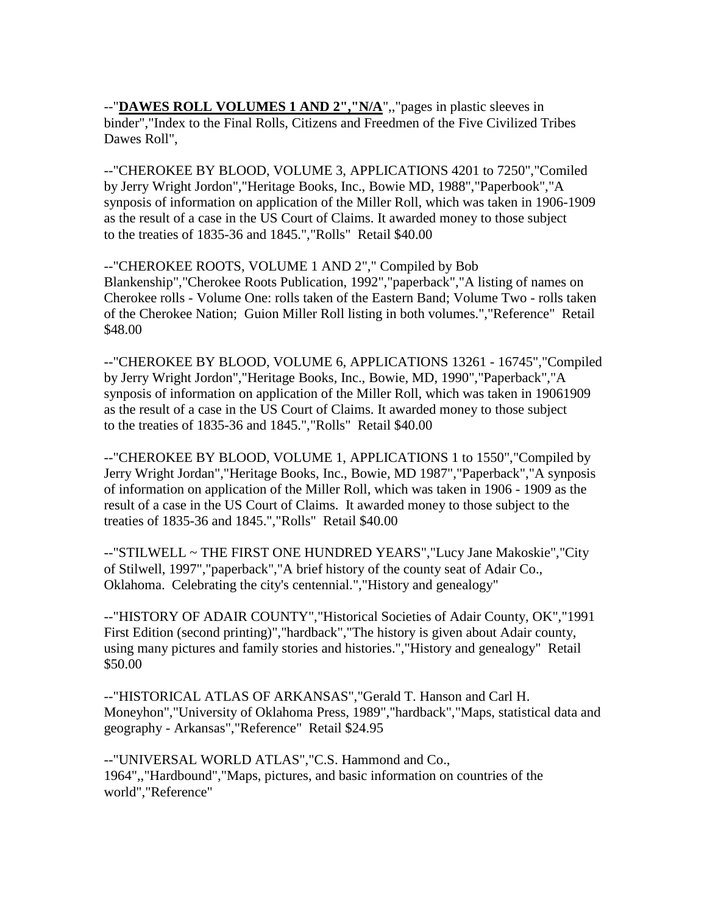--"**DAWES ROLL VOLUMES 1 AND 2","N/A**",,"pages in plastic sleeves in binder","Index to the Final Rolls, Citizens and Freedmen of the Five Civilized Tribes Dawes Roll",

--"CHEROKEE BY BLOOD, VOLUME 3, APPLICATIONS 4201 to 7250","Comiled by Jerry Wright Jordon","Heritage Books, Inc., Bowie MD, 1988","Paperbook","A synposis of information on application of the Miller Roll, which was taken in 1906-1909 as the result of a case in the US Court of Claims. It awarded money to those subject to the treaties of 1835-36 and 1845.","Rolls" Retail $40.00

--"CHEROKEE ROOTS, VOLUME 1 AND 2"," Compiled by Bob Blankenship","Cherokee Roots Publication, 1992","paperback","A listing of names on Cherokee rolls - Volume One: rolls taken of the Eastern Band; Volume Two - rolls taken of the Cherokee Nation; Guion Miller Roll listing in both volumes.","Reference" Retail $48.00

--"CHEROKEE BY BLOOD, VOLUME 6, APPLICATIONS 13261 - 16745","Compiled by Jerry Wright Jordon","Heritage Books, Inc., Bowie, MD, 1990","Paperback","A synposis of information on application of the Miller Roll, which was taken in 19061909 as the result of a case in the US Court of Claims. It awarded money to those subject to the treaties of 1835-36 and 1845.","Rolls" Retail $40.00

--"CHEROKEE BY BLOOD, VOLUME 1, APPLICATIONS 1 to 1550","Compiled by Jerry Wright Jordan","Heritage Books, Inc., Bowie, MD 1987","Paperback","A synposis of information on application of the Miller Roll, which was taken in 1906 - 1909 as the result of a case in the US Court of Claims. It awarded money to those subject to the treaties of 1835-36 and 1845.","Rolls" Retail $40.00

--"STILWELL ~ THE FIRST ONE HUNDRED YEARS","Lucy Jane Makoskie","City of Stilwell, 1997","paperback","A brief history of the county seat of Adair Co., Oklahoma. Celebrating the city's centennial.","History and genealogy"

--"HISTORY OF ADAIR COUNTY","Historical Societies of Adair County, OK","1991 First Edition (second printing)","hardback","The history is given about Adair county, using many pictures and family stories and histories.","History and genealogy" Retail $50.00

--"HISTORICAL ATLAS OF ARKANSAS","Gerald T. Hanson and Carl H. Moneyhon","University of Oklahoma Press, 1989","hardback","Maps, statistical data and geography - Arkansas","Reference" Retail $24.95

--"UNIVERSAL WORLD ATLAS","C.S. Hammond and Co., 1964",,"Hardbound","Maps, pictures, and basic information on countries of the world","Reference"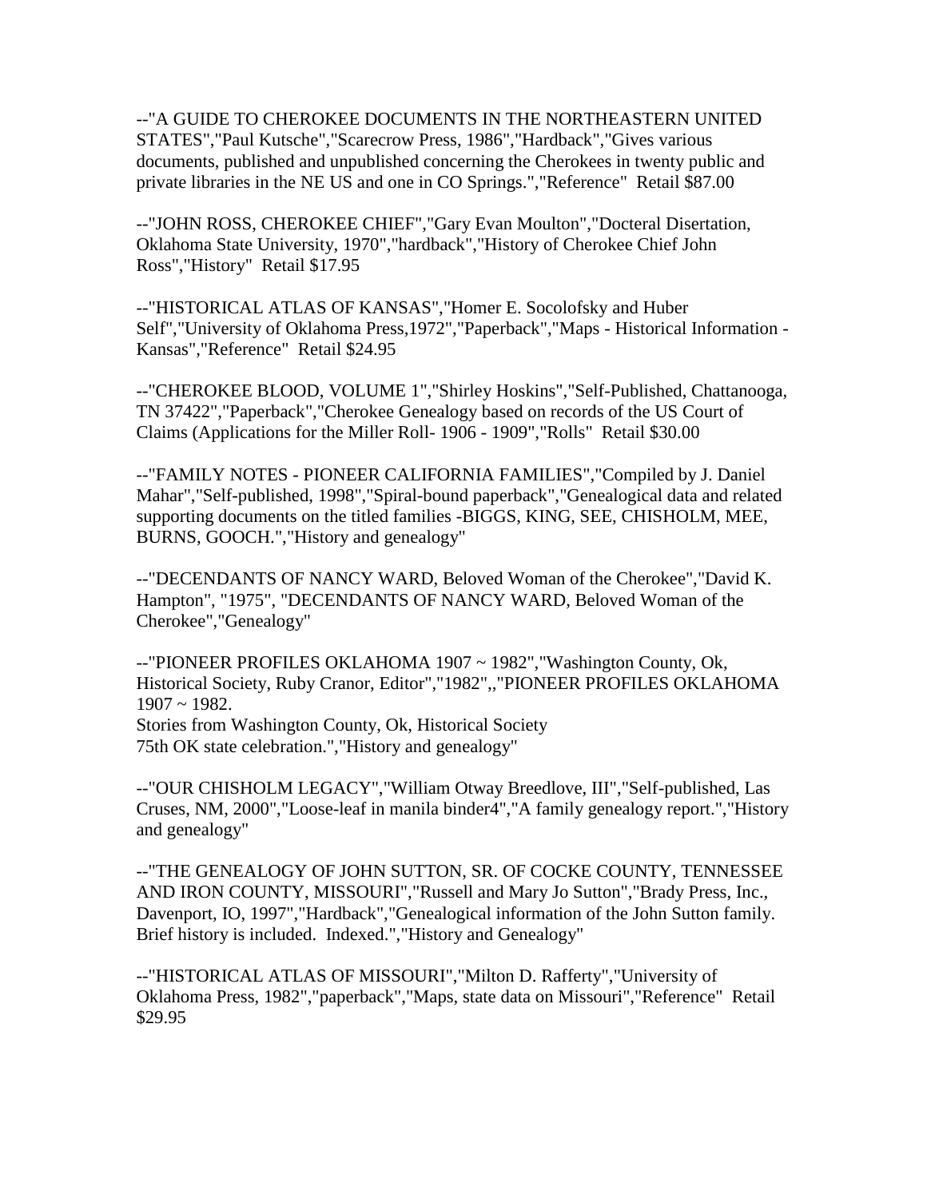--"A GUIDE TO CHEROKEE DOCUMENTS IN THE NORTHEASTERN UNITED STATES","Paul Kutsche","Scarecrow Press, 1986","Hardback","Gives various documents, published and unpublished concerning the Cherokees in twenty public and private libraries in the NE US and one in CO Springs.","Reference"  Retail $87.00

--"JOHN ROSS, CHEROKEE CHIEF","Gary Evan Moulton","Docteral Disertation, Oklahoma State University, 1970","hardback","History of Cherokee Chief John Ross","History"  Retail $17.95

--"HISTORICAL ATLAS OF KANSAS","Homer E. Socolofsky and Huber Self","University of Oklahoma Press,1972","Paperback","Maps - Historical Information - Kansas","Reference"  Retail $24.95

--"CHEROKEE BLOOD, VOLUME 1","Shirley Hoskins","Self-Published, Chattanooga, TN 37422","Paperback","Cherokee Genealogy based on records of the US Court of Claims (Applications for the Miller Roll- 1906 - 1909","Rolls"  Retail $30.00

--"FAMILY NOTES - PIONEER CALIFORNIA FAMILIES","Compiled by J. Daniel Mahar","Self-published, 1998","Spiral-bound paperback","Genealogical data and related supporting documents on the titled families -BIGGS, KING, SEE, CHISHOLM, MEE, BURNS, GOOCH.","History and genealogy"

--"DECENDANTS OF NANCY WARD, Beloved Woman of the Cherokee","David K. Hampton", "1975", "DECENDANTS OF NANCY WARD, Beloved Woman of the Cherokee","Genealogy"

--"PIONEER PROFILES OKLAHOMA 1907 ~ 1982","Washington County, Ok, Historical Society, Ruby Cranor, Editor","1982",,"PIONEER PROFILES OKLAHOMA 1907 ~ 1982.
Stories from Washington County, Ok, Historical Society
75th OK state celebration.","History and genealogy"

--"OUR CHISHOLM LEGACY","William Otway Breedlove, III","Self-published, Las Cruses, NM, 2000","Loose-leaf in manila binder4","A family genealogy report.","History and genealogy"

--"THE GENEALOGY OF JOHN SUTTON, SR. OF COCKE COUNTY, TENNESSEE AND IRON COUNTY, MISSOURI","Russell and Mary Jo Sutton","Brady Press, Inc., Davenport, IO, 1997","Hardback","Genealogical information of the John Sutton family. Brief history is included.  Indexed.","History and Genealogy"

--"HISTORICAL ATLAS OF MISSOURI","Milton D. Rafferty","University of Oklahoma Press, 1982","paperback","Maps, state data on Missouri","Reference"  Retail $29.95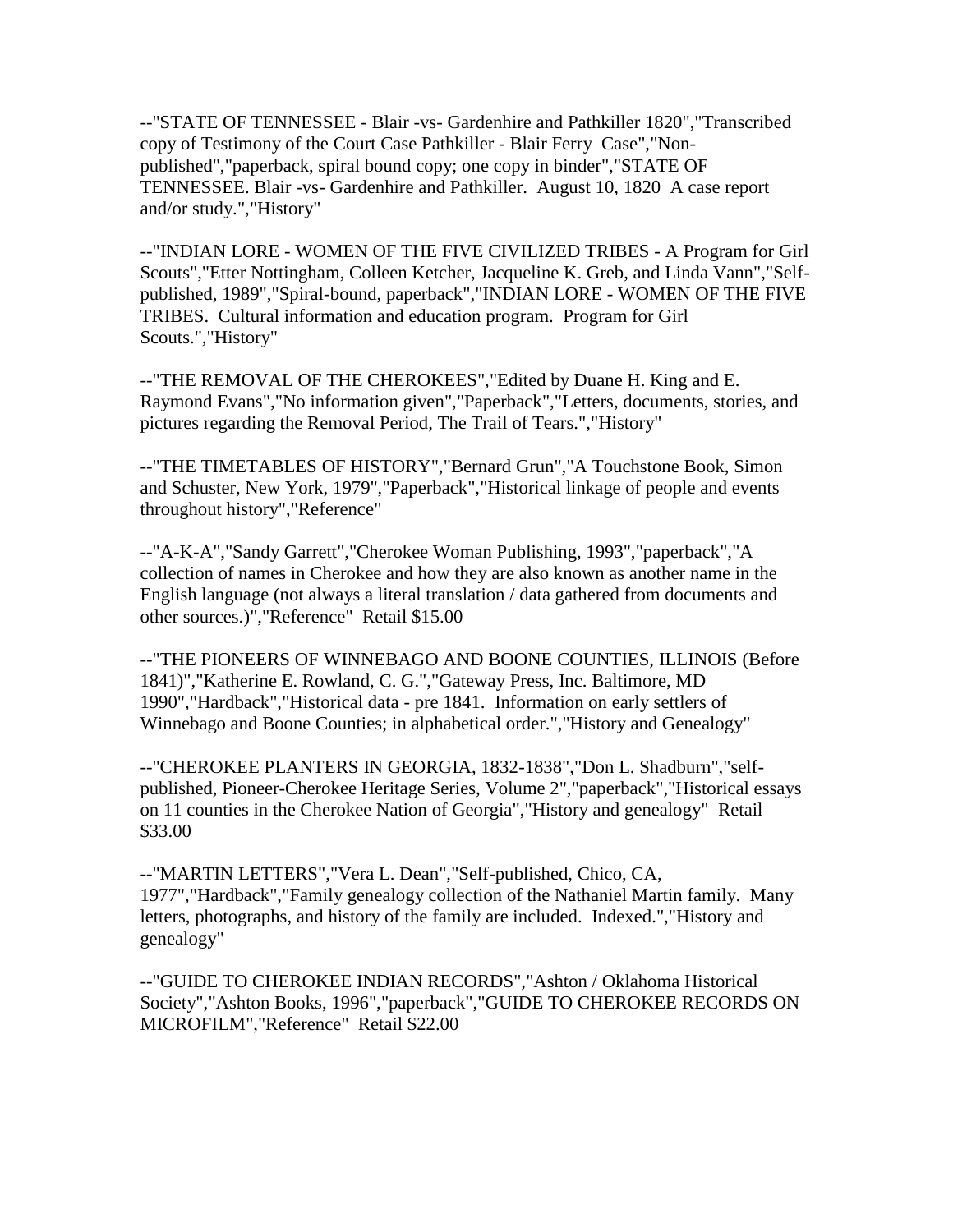--"STATE OF TENNESSEE - Blair -vs- Gardenhire and Pathkiller 1820","Transcribed copy of Testimony of the Court Case Pathkiller - Blair Ferry Case","Non-published","paperback, spiral bound copy; one copy in binder","STATE OF TENNESSEE. Blair -vs- Gardenhire and Pathkiller. August 10, 1820 A case report and/or study.","History"

--"INDIAN LORE - WOMEN OF THE FIVE CIVILIZED TRIBES - A Program for Girl Scouts","Etter Nottingham, Colleen Ketcher, Jacqueline K. Greb, and Linda Vann","Self-published, 1989","Spiral-bound, paperback","INDIAN LORE - WOMEN OF THE FIVE TRIBES. Cultural information and education program. Program for Girl Scouts.","History"

--"THE REMOVAL OF THE CHEROKEES","Edited by Duane H. King and E. Raymond Evans","No information given","Paperback","Letters, documents, stories, and pictures regarding the Removal Period, The Trail of Tears.","History"

--"THE TIMETABLES OF HISTORY","Bernard Grun","A Touchstone Book, Simon and Schuster, New York, 1979","Paperback","Historical linkage of people and events throughout history","Reference"

--"A-K-A","Sandy Garrett","Cherokee Woman Publishing, 1993","paperback","A collection of names in Cherokee and how they are also known as another name in the English language (not always a literal translation / data gathered from documents and other sources.)","Reference" Retail $15.00

--"THE PIONEERS OF WINNEBAGO AND BOONE COUNTIES, ILLINOIS (Before 1841)","Katherine E. Rowland, C. G.","Gateway Press, Inc. Baltimore, MD 1990","Hardback","Historical data - pre 1841. Information on early settlers of Winnebago and Boone Counties; in alphabetical order.","History and Genealogy"

--"CHEROKEE PLANTERS IN GEORGIA, 1832-1838","Don L. Shadburn","self-published, Pioneer-Cherokee Heritage Series, Volume 2","paperback","Historical essays on 11 counties in the Cherokee Nation of Georgia","History and genealogy" Retail $33.00

--"MARTIN LETTERS","Vera L. Dean","Self-published, Chico, CA, 1977","Hardback","Family genealogy collection of the Nathaniel Martin family. Many letters, photographs, and history of the family are included. Indexed.","History and genealogy"

--"GUIDE TO CHEROKEE INDIAN RECORDS","Ashton / Oklahoma Historical Society","Ashton Books, 1996","paperback","GUIDE TO CHEROKEE RECORDS ON MICROFILM","Reference" Retail $22.00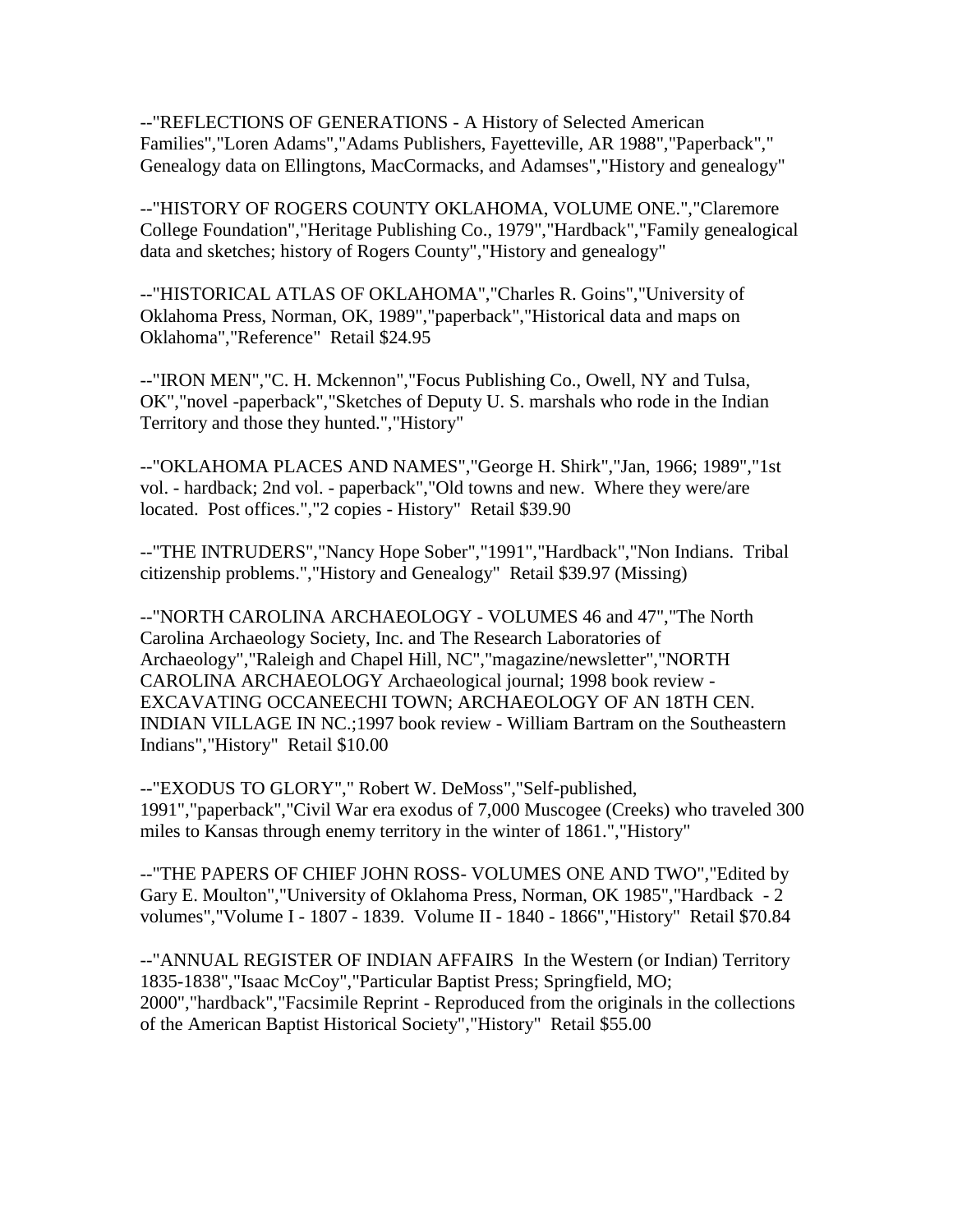--"REFLECTIONS OF GENERATIONS - A History of Selected American Families","Loren Adams","Adams Publishers, Fayetteville, AR 1988","Paperback"," Genealogy data on Ellingtons, MacCormacks, and Adamses","History and genealogy"

--"HISTORY OF ROGERS COUNTY OKLAHOMA, VOLUME ONE.","Claremore College Foundation","Heritage Publishing Co., 1979","Hardback","Family genealogical data and sketches; history of Rogers County","History and genealogy"

--"HISTORICAL ATLAS OF OKLAHOMA","Charles R. Goins","University of Oklahoma Press, Norman, OK, 1989","paperback","Historical data and maps on Oklahoma","Reference" Retail $24.95

--"IRON MEN","C. H. Mckennon","Focus Publishing Co., Owell, NY and Tulsa, OK","novel -paperback","Sketches of Deputy U. S. marshals who rode in the Indian Territory and those they hunted.","History"

--"OKLAHOMA PLACES AND NAMES","George H. Shirk","Jan, 1966; 1989","1st vol. - hardback; 2nd vol. - paperback","Old towns and new. Where they were/are located. Post offices.","2 copies - History" Retail $39.90

--"THE INTRUDERS","Nancy Hope Sober","1991","Hardback","Non Indians. Tribal citizenship problems.","History and Genealogy" Retail $39.97 (Missing)

--"NORTH CAROLINA ARCHAEOLOGY - VOLUMES 46 and 47","The North Carolina Archaeology Society, Inc. and The Research Laboratories of Archaeology","Raleigh and Chapel Hill, NC","magazine/newsletter","NORTH CAROLINA ARCHAEOLOGY Archaeological journal; 1998 book review - EXCAVATING OCCANEECHI TOWN; ARCHAEOLOGY OF AN 18TH CEN. INDIAN VILLAGE IN NC.;1997 book review - William Bartram on the Southeastern Indians","History" Retail $10.00

--"EXODUS TO GLORY"," Robert W. DeMoss","Self-published, 1991","paperback","Civil War era exodus of 7,000 Muscogee (Creeks) who traveled 300 miles to Kansas through enemy territory in the winter of 1861.","History"

--"THE PAPERS OF CHIEF JOHN ROSS- VOLUMES ONE AND TWO","Edited by Gary E. Moulton","University of Oklahoma Press, Norman, OK 1985","Hardback - 2 volumes","Volume I - 1807 - 1839. Volume II - 1840 - 1866","History" Retail $70.84

--"ANNUAL REGISTER OF INDIAN AFFAIRS In the Western (or Indian) Territory 1835-1838","Isaac McCoy","Particular Baptist Press; Springfield, MO; 2000","hardback","Facsimile Reprint - Reproduced from the originals in the collections of the American Baptist Historical Society","History" Retail $55.00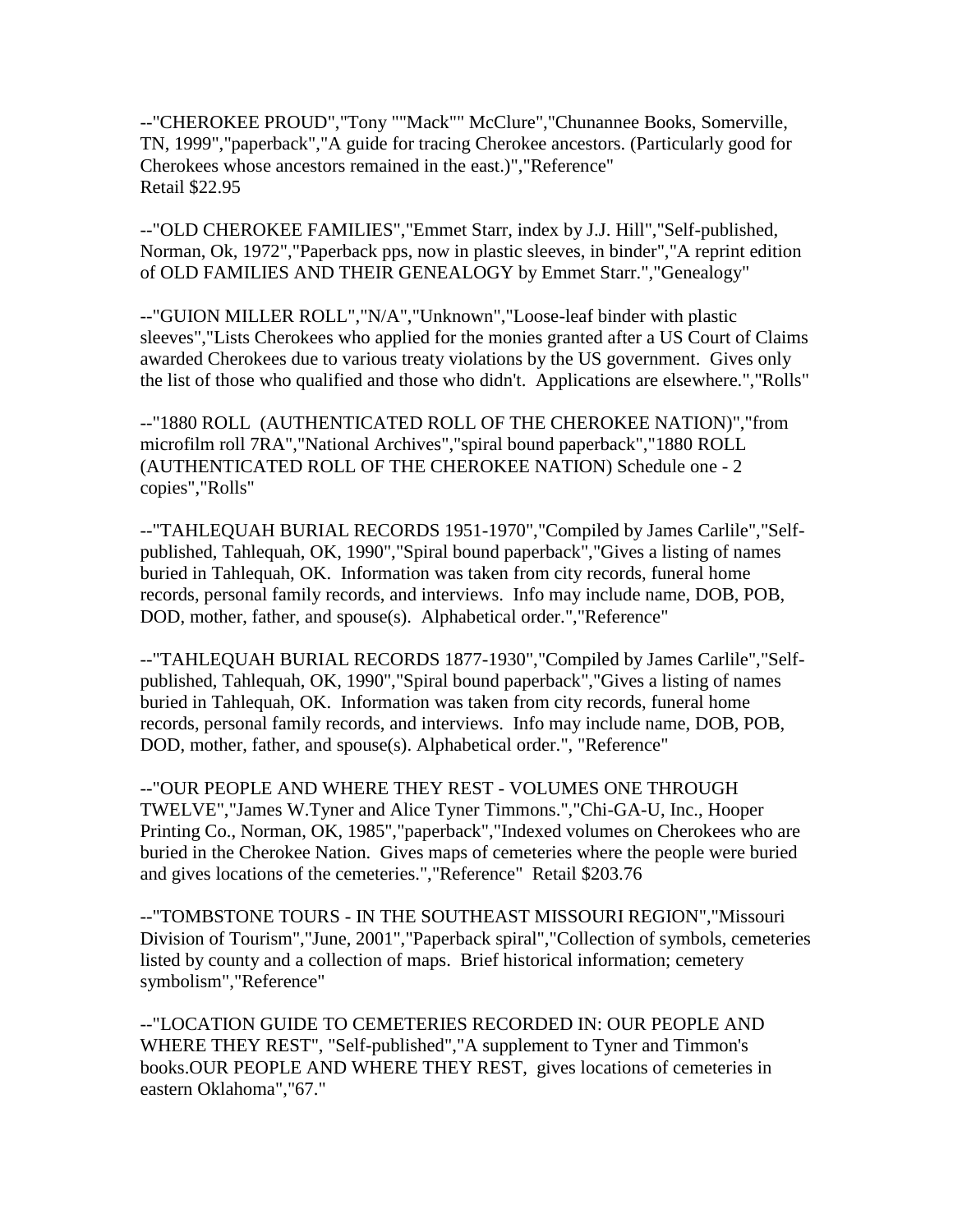--"CHEROKEE PROUD","Tony ""Mack"" McClure","Chunannee Books, Somerville, TN, 1999","paperback","A guide for tracing Cherokee ancestors. (Particularly good for Cherokees whose ancestors remained in the east.)","Reference"
Retail $22.95

--"OLD CHEROKEE FAMILIES","Emmet Starr, index by J.J. Hill","Self-published, Norman, Ok, 1972","Paperback pps, now in plastic sleeves, in binder","A reprint edition of OLD FAMILIES AND THEIR GENEALOGY by Emmet Starr.","Genealogy"

--"GUION MILLER ROLL","N/A","Unknown","Loose-leaf binder with plastic sleeves","Lists Cherokees who applied for the monies granted after a US Court of Claims awarded Cherokees due to various treaty violations by the US government. Gives only the list of those who qualified and those who didn't. Applications are elsewhere.","Rolls"

--"1880 ROLL (AUTHENTICATED ROLL OF THE CHEROKEE NATION)","from microfilm roll 7RA","National Archives","spiral bound paperback","1880 ROLL (AUTHENTICATED ROLL OF THE CHEROKEE NATION) Schedule one - 2 copies","Rolls"

--"TAHLEQUAH BURIAL RECORDS 1951-1970","Compiled by James Carlile","Self-published, Tahlequah, OK, 1990","Spiral bound paperback","Gives a listing of names buried in Tahlequah, OK. Information was taken from city records, funeral home records, personal family records, and interviews. Info may include name, DOB, POB, DOD, mother, father, and spouse(s). Alphabetical order.","Reference"

--"TAHLEQUAH BURIAL RECORDS 1877-1930","Compiled by James Carlile","Self-published, Tahlequah, OK, 1990","Spiral bound paperback","Gives a listing of names buried in Tahlequah, OK. Information was taken from city records, funeral home records, personal family records, and interviews. Info may include name, DOB, POB, DOD, mother, father, and spouse(s). Alphabetical order.", "Reference"

--"OUR PEOPLE AND WHERE THEY REST - VOLUMES ONE THROUGH TWELVE","James W.Tyner and Alice Tyner Timmons.","Chi-GA-U, Inc., Hooper Printing Co., Norman, OK, 1985","paperback","Indexed volumes on Cherokees who are buried in the Cherokee Nation. Gives maps of cemeteries where the people were buried and gives locations of the cemeteries.","Reference" Retail $203.76

--"TOMBSTONE TOURS - IN THE SOUTHEAST MISSOURI REGION","Missouri Division of Tourism","June, 2001","Paperback spiral","Collection of symbols, cemeteries listed by county and a collection of maps. Brief historical information; cemetery symbolism","Reference"

--"LOCATION GUIDE TO CEMETERIES RECORDED IN: OUR PEOPLE AND WHERE THEY REST", "Self-published","A supplement to Tyner and Timmon's books.OUR PEOPLE AND WHERE THEY REST, gives locations of cemeteries in eastern Oklahoma","67."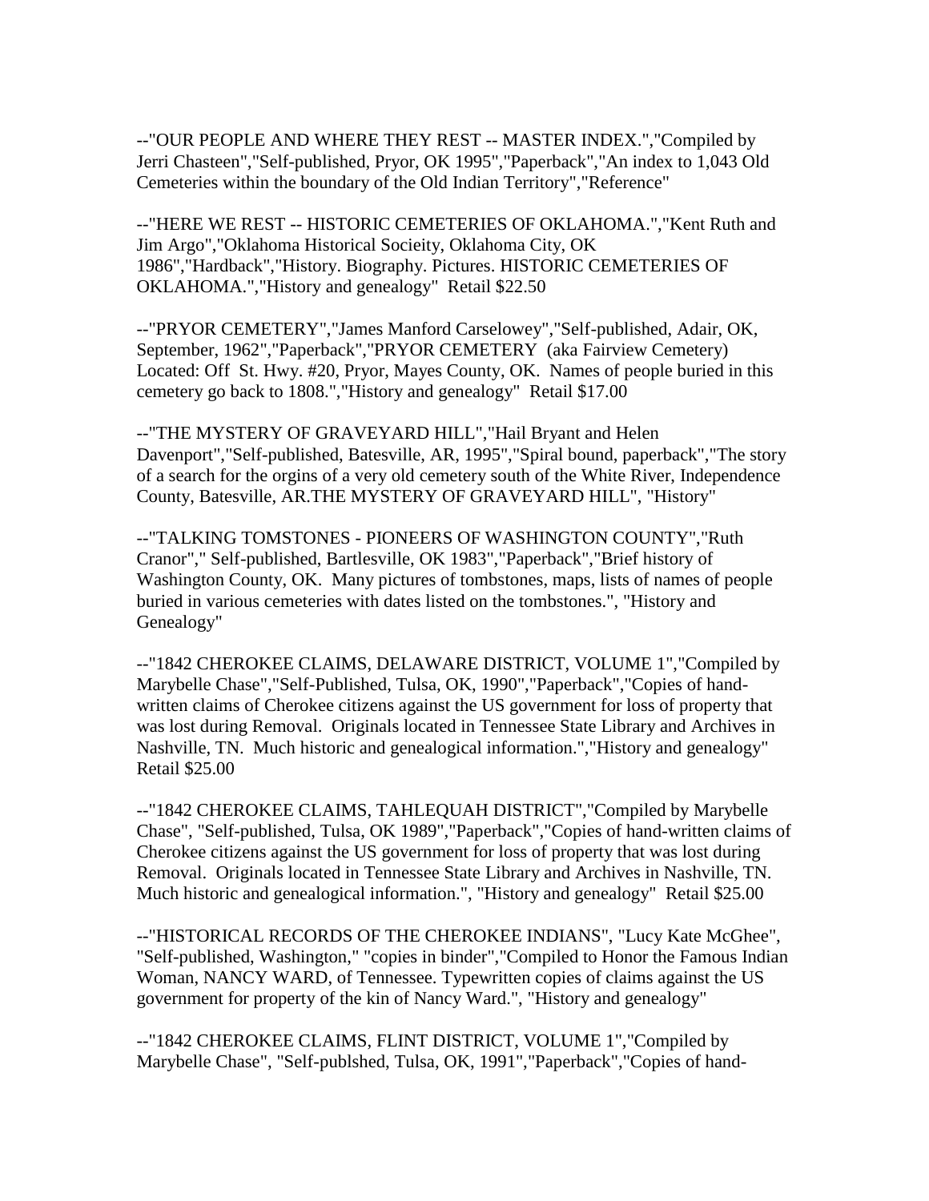--"OUR PEOPLE AND WHERE THEY REST -- MASTER INDEX.","Compiled by Jerri Chasteen","Self-published, Pryor, OK 1995","Paperback","An index to 1,043 Old Cemeteries within the boundary of the Old Indian Territory","Reference"

--"HERE WE REST -- HISTORIC CEMETERIES OF OKLAHOMA.","Kent Ruth and Jim Argo","Oklahoma Historical Socieity, Oklahoma City, OK 1986","Hardback","History. Biography. Pictures. HISTORIC CEMETERIES OF OKLAHOMA.","History and genealogy" Retail $22.50

--"PRYOR CEMETERY","James Manford Carselowey","Self-published, Adair, OK, September, 1962","Paperback","PRYOR CEMETERY (aka Fairview Cemetery) Located: Off St. Hwy. #20, Pryor, Mayes County, OK. Names of people buried in this cemetery go back to 1808.","History and genealogy" Retail $17.00

--"THE MYSTERY OF GRAVEYARD HILL","Hail Bryant and Helen Davenport","Self-published, Batesville, AR, 1995","Spiral bound, paperback","The story of a search for the orgins of a very old cemetery south of the White River, Independence County, Batesville, AR.THE MYSTERY OF GRAVEYARD HILL", "History"

--"TALKING TOMSTONES - PIONEERS OF WASHINGTON COUNTY","Ruth Cranor"," Self-published, Bartlesville, OK 1983","Paperback","Brief history of Washington County, OK. Many pictures of tombstones, maps, lists of names of people buried in various cemeteries with dates listed on the tombstones.", "History and Genealogy"

--"1842 CHEROKEE CLAIMS, DELAWARE DISTRICT, VOLUME 1","Compiled by Marybelle Chase","Self-Published, Tulsa, OK, 1990","Paperback","Copies of hand-written claims of Cherokee citizens against the US government for loss of property that was lost during Removal. Originals located in Tennessee State Library and Archives in Nashville, TN. Much historic and genealogical information.","History and genealogy" Retail $25.00

--"1842 CHEROKEE CLAIMS, TAHLEQUAH DISTRICT","Compiled by Marybelle Chase", "Self-published, Tulsa, OK 1989","Paperback","Copies of hand-written claims of Cherokee citizens against the US government for loss of property that was lost during Removal. Originals located in Tennessee State Library and Archives in Nashville, TN. Much historic and genealogical information.", "History and genealogy" Retail $25.00

--"HISTORICAL RECORDS OF THE CHEROKEE INDIANS", "Lucy Kate McGhee", "Self-published, Washington," "copies in binder","Compiled to Honor the Famous Indian Woman, NANCY WARD, of Tennessee. Typewritten copies of claims against the US government for property of the kin of Nancy Ward.", "History and genealogy"

--"1842 CHEROKEE CLAIMS, FLINT DISTRICT, VOLUME 1","Compiled by Marybelle Chase", "Self-publshed, Tulsa, OK, 1991","Paperback","Copies of hand-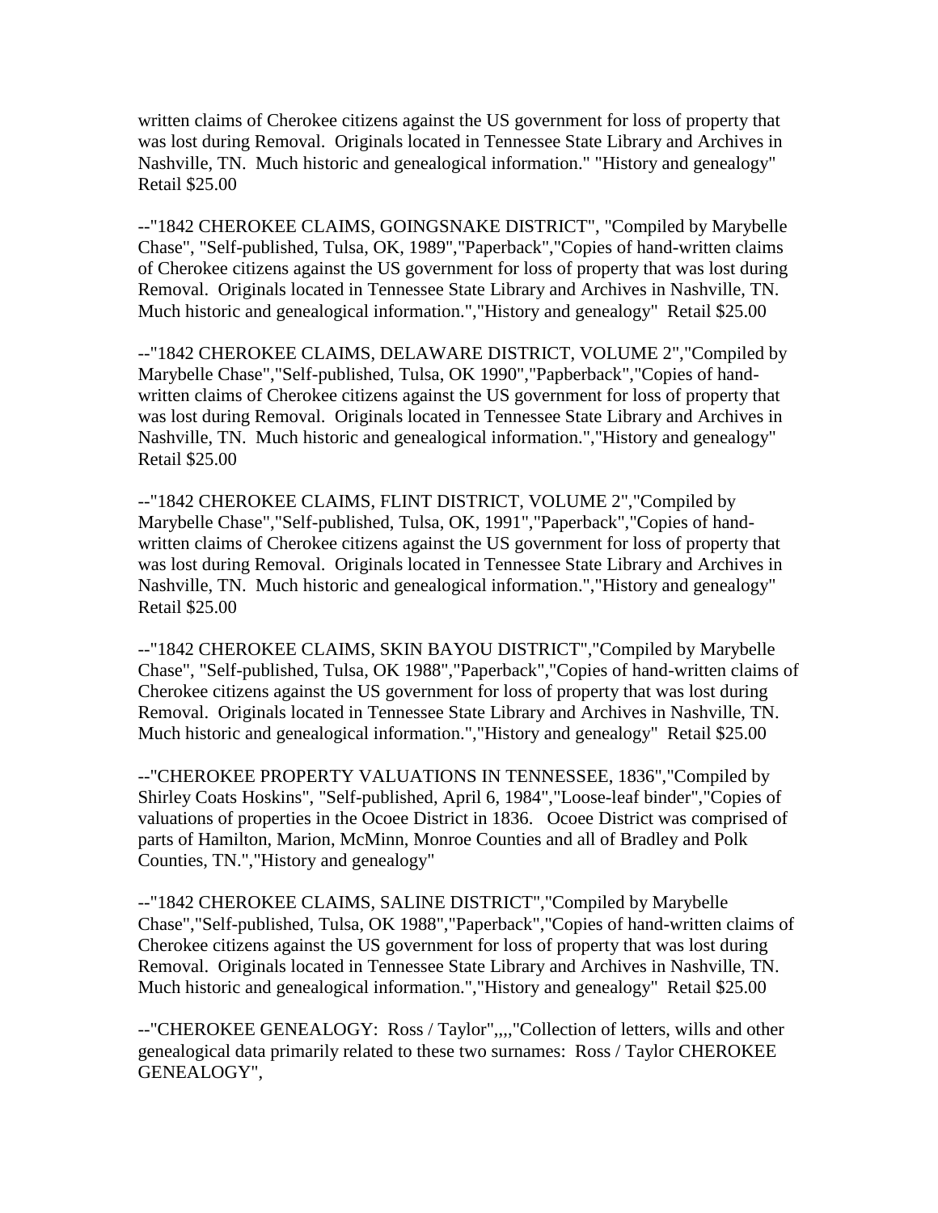written claims of Cherokee citizens against the US government for loss of property that was lost during Removal. Originals located in Tennessee State Library and Archives in Nashville, TN. Much historic and genealogical information." "History and genealogy" Retail $25.00

--"1842 CHEROKEE CLAIMS, GOINGSNAKE DISTRICT", "Compiled by Marybelle Chase", "Self-published, Tulsa, OK, 1989","Paperback","Copies of hand-written claims of Cherokee citizens against the US government for loss of property that was lost during Removal. Originals located in Tennessee State Library and Archives in Nashville, TN. Much historic and genealogical information.","History and genealogy" Retail $25.00

--"1842 CHEROKEE CLAIMS, DELAWARE DISTRICT, VOLUME 2","Compiled by Marybelle Chase","Self-published, Tulsa, OK 1990","Papberback","Copies of hand-written claims of Cherokee citizens against the US government for loss of property that was lost during Removal. Originals located in Tennessee State Library and Archives in Nashville, TN. Much historic and genealogical information.","History and genealogy" Retail $25.00

--"1842 CHEROKEE CLAIMS, FLINT DISTRICT, VOLUME 2","Compiled by Marybelle Chase","Self-published, Tulsa, OK, 1991","Paperback","Copies of hand-written claims of Cherokee citizens against the US government for loss of property that was lost during Removal. Originals located in Tennessee State Library and Archives in Nashville, TN. Much historic and genealogical information.","History and genealogy" Retail $25.00

--"1842 CHEROKEE CLAIMS, SKIN BAYOU DISTRICT","Compiled by Marybelle Chase", "Self-published, Tulsa, OK 1988","Paperback","Copies of hand-written claims of Cherokee citizens against the US government for loss of property that was lost during Removal. Originals located in Tennessee State Library and Archives in Nashville, TN. Much historic and genealogical information.","History and genealogy" Retail $25.00

--"CHEROKEE PROPERTY VALUATIONS IN TENNESSEE, 1836","Compiled by Shirley Coats Hoskins", "Self-published, April 6, 1984","Loose-leaf binder","Copies of valuations of properties in the Ocoee District in 1836. Ocoee District was comprised of parts of Hamilton, Marion, McMinn, Monroe Counties and all of Bradley and Polk Counties, TN.","History and genealogy"

--"1842 CHEROKEE CLAIMS, SALINE DISTRICT","Compiled by Marybelle Chase","Self-published, Tulsa, OK 1988","Paperback","Copies of hand-written claims of Cherokee citizens against the US government for loss of property that was lost during Removal. Originals located in Tennessee State Library and Archives in Nashville, TN. Much historic and genealogical information.","History and genealogy" Retail $25.00

--"CHEROKEE GENEALOGY: Ross / Taylor",,,,"Collection of letters, wills and other genealogical data primarily related to these two surnames: Ross / Taylor CHEROKEE GENEALOGY",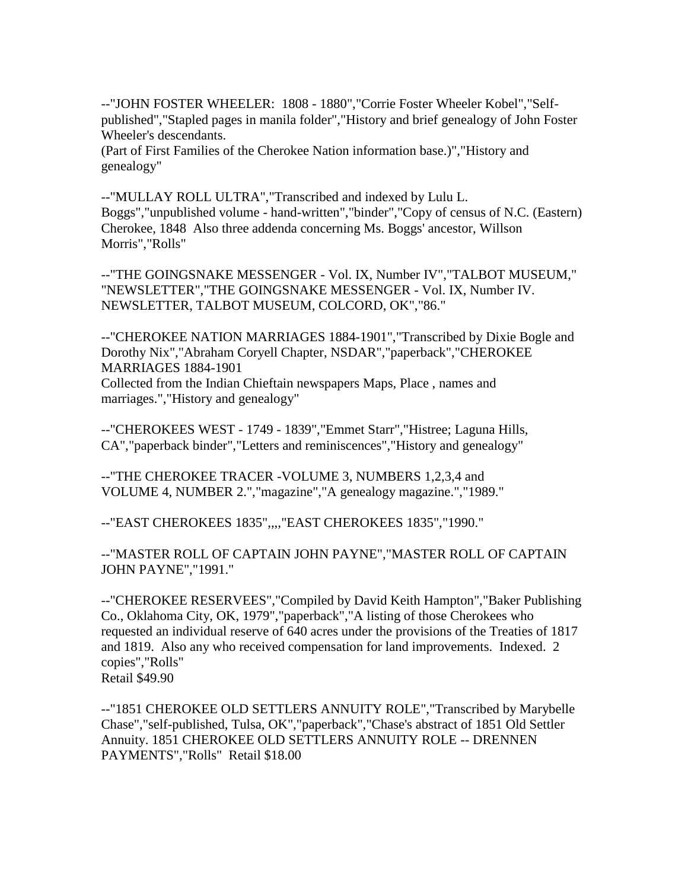--"JOHN FOSTER WHEELER:  1808 - 1880","Corrie Foster Wheeler Kobel","Self-published","Stapled pages in manila folder","History and brief genealogy of John Foster Wheeler's descendants.
(Part of First Families of the Cherokee Nation information base.)","History and genealogy"

--"MULLAY ROLL ULTRA","Transcribed and indexed by Lulu L. Boggs","unpublished volume - hand-written","binder","Copy of census of N.C. (Eastern) Cherokee, 1848  Also three addenda concerning Ms. Boggs' ancestor, Willson Morris","Rolls"

--"THE GOINGSNAKE MESSENGER - Vol. IX, Number IV","TALBOT MUSEUM," "NEWSLETTER","THE GOINGSNAKE MESSENGER - Vol. IX, Number IV. NEWSLETTER, TALBOT MUSEUM, COLCORD, OK","86."

--"CHEROKEE NATION MARRIAGES 1884-1901","Transcribed by Dixie Bogle and Dorothy Nix","Abraham Coryell Chapter, NSDAR","paperback","CHEROKEE MARRIAGES 1884-1901
Collected from the Indian Chieftain newspapers Maps, Place , names and marriages.","History and genealogy"

--"CHEROKEES WEST - 1749 - 1839","Emmet Starr","Histree; Laguna Hills, CA","paperback binder","Letters and reminiscences","History and genealogy"

--"THE CHEROKEE TRACER -VOLUME 3, NUMBERS 1,2,3,4 and VOLUME 4, NUMBER 2.","magazine","A genealogy magazine.","1989."

--"EAST CHEROKEES 1835",,,,"EAST CHEROKEES 1835","1990."

--"MASTER ROLL OF CAPTAIN JOHN PAYNE","MASTER ROLL OF CAPTAIN JOHN PAYNE","1991."

--"CHEROKEE RESERVEES","Compiled by David Keith Hampton","Baker Publishing Co., Oklahoma City, OK, 1979","paperback","A listing of those Cherokees who requested an individual reserve of 640 acres under the provisions of the Treaties of 1817 and 1819.  Also any who received compensation for land improvements.  Indexed.  2 copies","Rolls"
Retail $49.90

--"1851 CHEROKEE OLD SETTLERS ANNUITY ROLE","Transcribed by Marybelle Chase","self-published, Tulsa, OK","paperback","Chase's abstract of 1851 Old Settler Annuity. 1851 CHEROKEE OLD SETTLERS ANNUITY ROLE -- DRENNEN PAYMENTS","Rolls"  Retail $18.00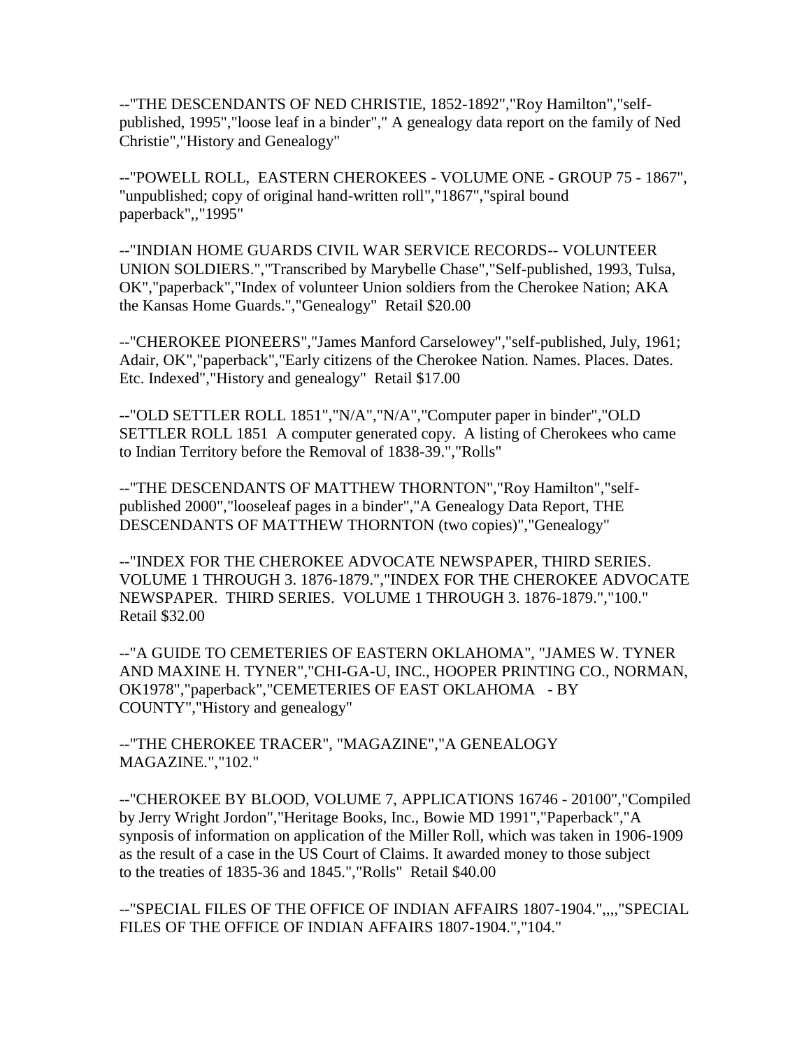--"THE DESCENDANTS OF NED CHRISTIE, 1852-1892","Roy Hamilton","self-published, 1995","loose leaf in a binder"," A genealogy data report on the family of Ned Christie","History and Genealogy"

--"POWELL ROLL, EASTERN CHEROKEES - VOLUME ONE - GROUP 75 - 1867", "unpublished; copy of original hand-written roll","1867","spiral bound paperback",,"1995"

--"INDIAN HOME GUARDS CIVIL WAR SERVICE RECORDS-- VOLUNTEER UNION SOLDIERS.","Transcribed by Marybelle Chase","Self-published, 1993, Tulsa, OK","paperback","Index of volunteer Union soldiers from the Cherokee Nation; AKA the Kansas Home Guards.","Genealogy" Retail $20.00

--"CHEROKEE PIONEERS","James Manford Carselowey","self-published, July, 1961; Adair, OK","paperback","Early citizens of the Cherokee Nation. Names. Places. Dates. Etc. Indexed","History and genealogy" Retail $17.00

--"OLD SETTLER ROLL 1851","N/A","N/A","Computer paper in binder","OLD SETTLER ROLL 1851 A computer generated copy. A listing of Cherokees who came to Indian Territory before the Removal of 1838-39.","Rolls"

--"THE DESCENDANTS OF MATTHEW THORNTON","Roy Hamilton","self-published 2000","looseleaf pages in a binder","A Genealogy Data Report, THE DESCENDANTS OF MATTHEW THORNTON (two copies)","Genealogy"

--"INDEX FOR THE CHEROKEE ADVOCATE NEWSPAPER, THIRD SERIES. VOLUME 1 THROUGH 3. 1876-1879.","INDEX FOR THE CHEROKEE ADVOCATE NEWSPAPER. THIRD SERIES. VOLUME 1 THROUGH 3. 1876-1879.","100." Retail $32.00

--"A GUIDE TO CEMETERIES OF EASTERN OKLAHOMA", "JAMES W. TYNER AND MAXINE H. TYNER","CHI-GA-U, INC., HOOPER PRINTING CO., NORMAN, OK1978","paperback","CEMETERIES OF EAST OKLAHOMA - BY COUNTY","History and genealogy"

--"THE CHEROKEE TRACER", "MAGAZINE","A GENEALOGY MAGAZINE.","102."

--"CHEROKEE BY BLOOD, VOLUME 7, APPLICATIONS 16746 - 20100","Compiled by Jerry Wright Jordon","Heritage Books, Inc., Bowie MD 1991","Paperback","A synposis of information on application of the Miller Roll, which was taken in 1906-1909 as the result of a case in the US Court of Claims. It awarded money to those subject to the treaties of 1835-36 and 1845.","Rolls" Retail $40.00

--"SPECIAL FILES OF THE OFFICE OF INDIAN AFFAIRS 1807-1904.",,,,"SPECIAL FILES OF THE OFFICE OF INDIAN AFFAIRS 1807-1904.","104."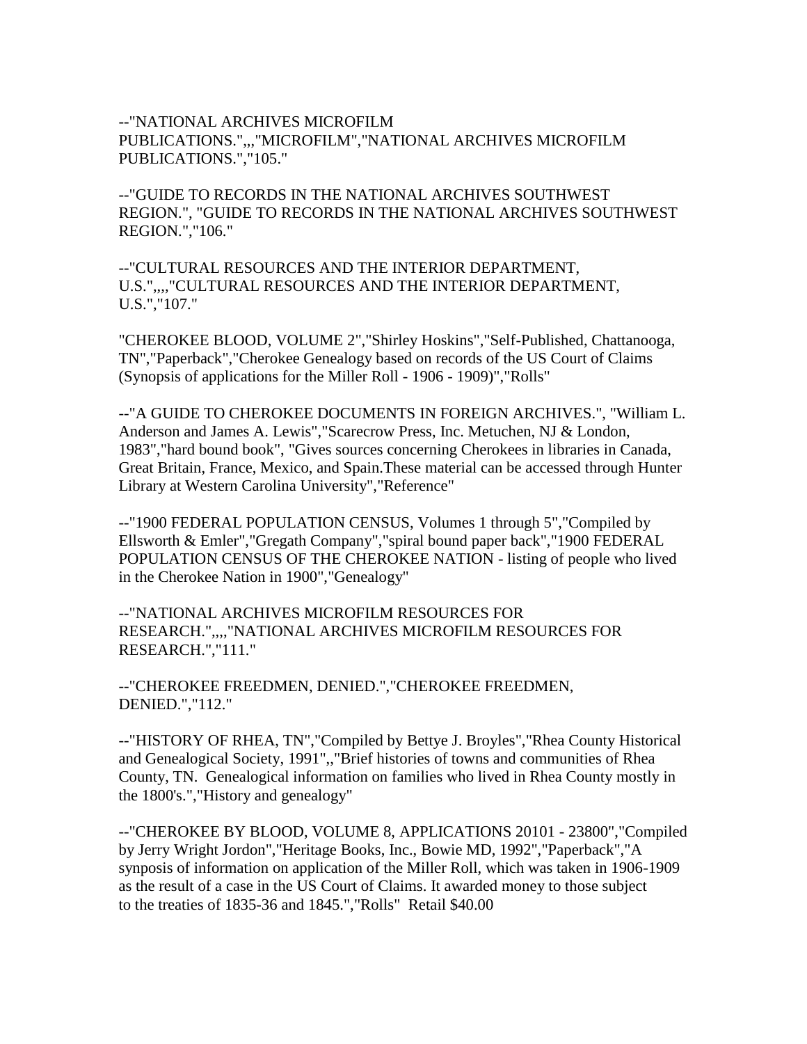--"NATIONAL ARCHIVES MICROFILM PUBLICATIONS.",,,"MICROFILM","NATIONAL ARCHIVES MICROFILM PUBLICATIONS.","105."

--"GUIDE TO RECORDS IN THE NATIONAL ARCHIVES SOUTHWEST REGION.", "GUIDE TO RECORDS IN THE NATIONAL ARCHIVES SOUTHWEST REGION.","106."

--"CULTURAL RESOURCES AND THE INTERIOR DEPARTMENT, U.S.",,,,"CULTURAL RESOURCES AND THE INTERIOR DEPARTMENT, U.S.","107."

"CHEROKEE BLOOD, VOLUME 2","Shirley Hoskins","Self-Published, Chattanooga, TN","Paperback","Cherokee Genealogy based on records of the US Court of Claims (Synopsis of applications for the Miller Roll - 1906 - 1909)","Rolls"

--"A GUIDE TO CHEROKEE DOCUMENTS IN FOREIGN ARCHIVES.", "William L. Anderson and James A. Lewis","Scarecrow Press, Inc. Metuchen, NJ & London, 1983","hard bound book", "Gives sources concerning Cherokees in libraries in Canada, Great Britain, France, Mexico, and Spain.These material can be accessed through Hunter Library at Western Carolina University","Reference"

--"1900 FEDERAL POPULATION CENSUS, Volumes 1 through 5","Compiled by Ellsworth & Emler","Gregath Company","spiral bound paper back","1900 FEDERAL POPULATION CENSUS OF THE CHEROKEE NATION - listing of people who lived in the Cherokee Nation in 1900","Genealogy"

--"NATIONAL ARCHIVES MICROFILM RESOURCES FOR RESEARCH.",,,,"NATIONAL ARCHIVES MICROFILM RESOURCES FOR RESEARCH.","111."

--"CHEROKEE FREEDMEN, DENIED.","CHEROKEE FREEDMEN, DENIED.","112."

--"HISTORY OF RHEA, TN","Compiled by Bettye J. Broyles","Rhea County Historical and Genealogical Society, 1991",,"Brief histories of towns and communities of Rhea County, TN. Genealogical information on families who lived in Rhea County mostly in the 1800's.","History and genealogy"

--"CHEROKEE BY BLOOD, VOLUME 8, APPLICATIONS 20101 - 23800","Compiled by Jerry Wright Jordon","Heritage Books, Inc., Bowie MD, 1992","Paperback","A synposis of information on application of the Miller Roll, which was taken in 1906-1909 as the result of a case in the US Court of Claims. It awarded money to those subject to the treaties of 1835-36 and 1845.","Rolls" Retail $40.00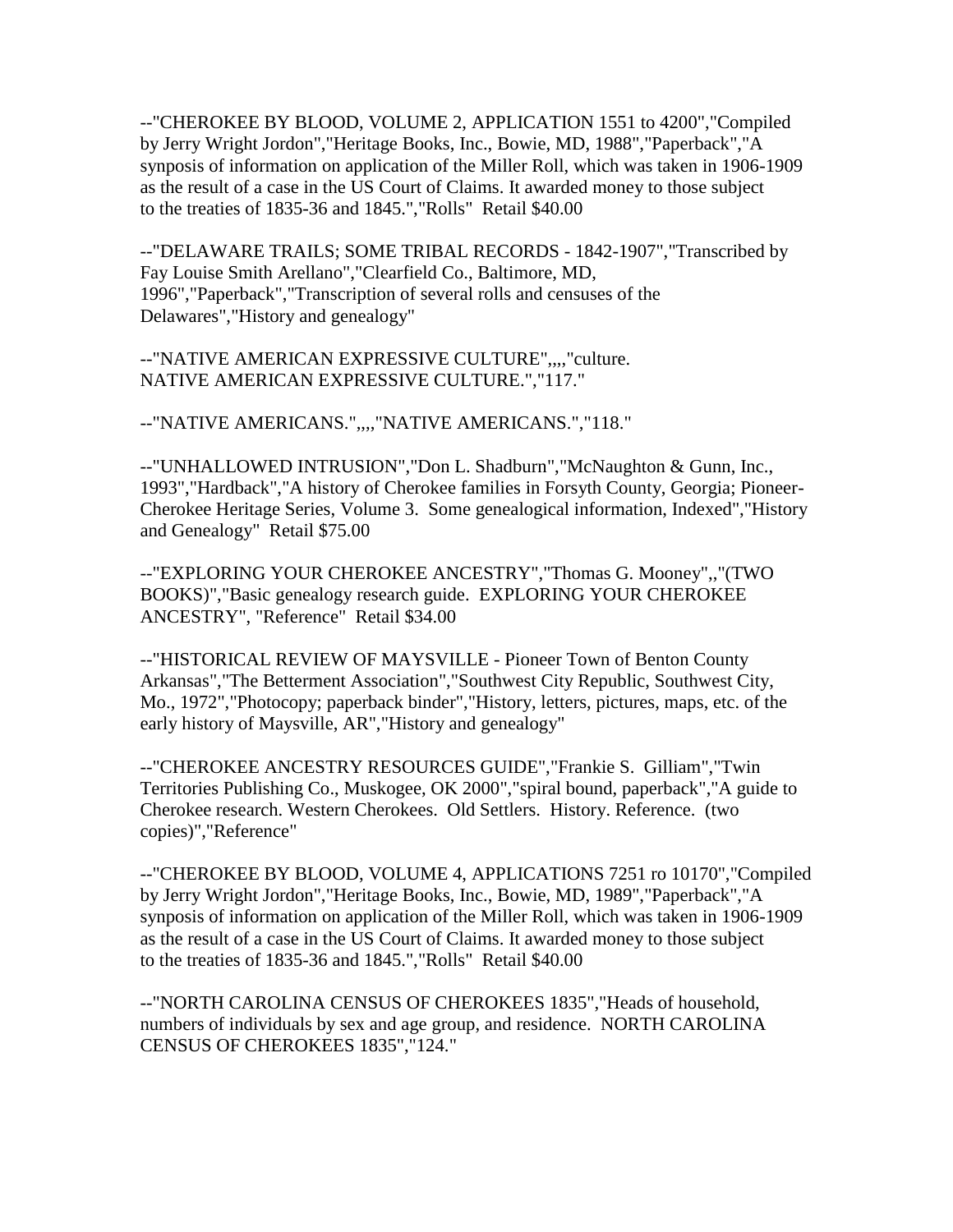--"CHEROKEE BY BLOOD, VOLUME 2, APPLICATION 1551 to 4200","Compiled by Jerry Wright Jordon","Heritage Books, Inc., Bowie, MD, 1988","Paperback","A synposis of information on application of the Miller Roll, which was taken in 1906-1909 as the result of a case in the US Court of Claims. It awarded money to those subject to the treaties of 1835-36 and 1845.","Rolls"  Retail $40.00

--"DELAWARE TRAILS; SOME TRIBAL RECORDS - 1842-1907","Transcribed by Fay Louise Smith Arellano","Clearfield Co., Baltimore, MD, 1996","Paperback","Transcription of several rolls and censuses of the Delawares","History and genealogy"

--"NATIVE AMERICAN EXPRESSIVE CULTURE",,,,"culture. NATIVE AMERICAN EXPRESSIVE CULTURE.","117."

--"NATIVE AMERICANS.",,,,"NATIVE AMERICANS.","118."

--"UNHALLOWED INTRUSION","Don L. Shadburn","McNaughton & Gunn, Inc., 1993","Hardback","A history of Cherokee families in Forsyth County, Georgia; Pioneer-Cherokee Heritage Series, Volume 3.  Some genealogical information, Indexed","History and Genealogy"  Retail $75.00

--"EXPLORING YOUR CHEROKEE ANCESTRY","Thomas G. Mooney",,"(TWO BOOKS)","Basic genealogy research guide.  EXPLORING YOUR CHEROKEE ANCESTRY", "Reference"  Retail $34.00

--"HISTORICAL REVIEW OF MAYSVILLE - Pioneer Town of Benton County Arkansas","The Betterment Association","Southwest City Republic, Southwest City, Mo., 1972","Photocopy; paperback binder","History, letters, pictures, maps, etc. of the early history of Maysville, AR","History and genealogy"

--"CHEROKEE ANCESTRY RESOURCES GUIDE","Frankie S.  Gilliam","Twin Territories Publishing Co., Muskogee, OK 2000","spiral bound, paperback","A guide to Cherokee research. Western Cherokees.  Old Settlers.  History. Reference.  (two copies)","Reference"

--"CHEROKEE BY BLOOD, VOLUME 4, APPLICATIONS 7251 ro 10170","Compiled by Jerry Wright Jordon","Heritage Books, Inc., Bowie, MD, 1989","Paperback","A synposis of information on application of the Miller Roll, which was taken in 1906-1909 as the result of a case in the US Court of Claims. It awarded money to those subject to the treaties of 1835-36 and 1845.","Rolls"  Retail $40.00

--"NORTH CAROLINA CENSUS OF CHEROKEES 1835","Heads of household, numbers of individuals by sex and age group, and residence.  NORTH CAROLINA CENSUS OF CHEROKEES 1835","124."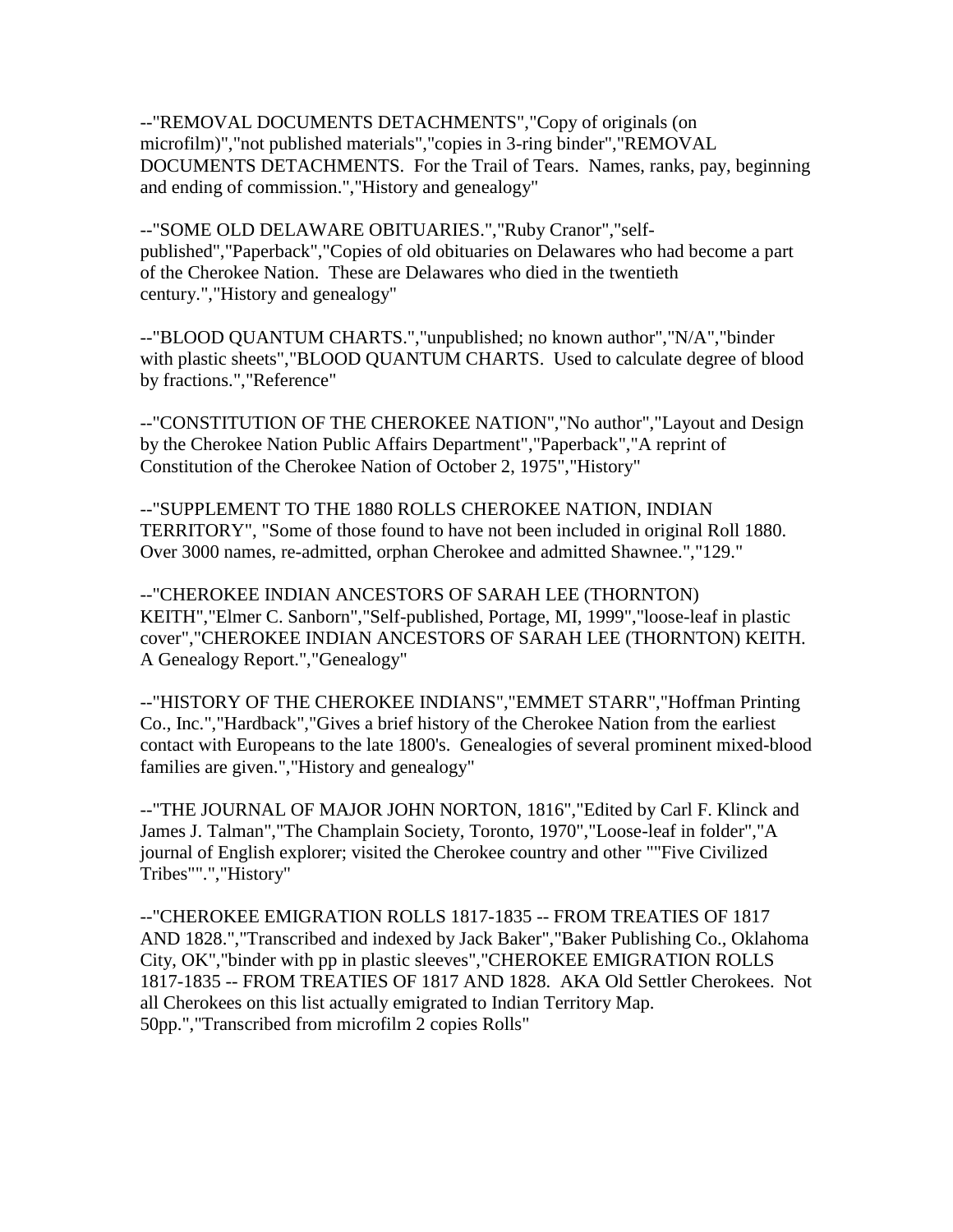--"REMOVAL DOCUMENTS DETACHMENTS","Copy of originals (on microfilm)","not published materials","copies in 3-ring binder","REMOVAL DOCUMENTS DETACHMENTS.  For the Trail of Tears.  Names, ranks, pay, beginning and ending of commission.","History and genealogy"

--"SOME OLD DELAWARE OBITUARIES.","Ruby Cranor","self-published","Paperback","Copies of old obituaries on Delawares who had become a part of the Cherokee Nation.  These are Delawares who died in the twentieth century.","History and genealogy"

--"BLOOD QUANTUM CHARTS.","unpublished; no known author","N/A","binder with plastic sheets","BLOOD QUANTUM CHARTS.  Used to calculate degree of blood by fractions.","Reference"

--"CONSTITUTION OF THE CHEROKEE NATION","No author","Layout and Design by the Cherokee Nation Public Affairs Department","Paperback","A reprint of Constitution of the Cherokee Nation of October 2, 1975","History"

--"SUPPLEMENT TO THE 1880 ROLLS CHEROKEE NATION, INDIAN TERRITORY", "Some of those found to have not been included in original Roll 1880. Over 3000 names, re-admitted, orphan Cherokee and admitted Shawnee.","129."

--"CHEROKEE INDIAN ANCESTORS OF SARAH LEE (THORNTON) KEITH","Elmer C. Sanborn","Self-published, Portage, MI, 1999","loose-leaf in plastic cover","CHEROKEE INDIAN ANCESTORS OF SARAH LEE (THORNTON) KEITH. A Genealogy Report.","Genealogy"

--"HISTORY OF THE CHEROKEE INDIANS","EMMET STARR","Hoffman Printing Co., Inc.","Hardback","Gives a brief history of the Cherokee Nation from the earliest contact with Europeans to the late 1800's.  Genealogies of several prominent mixed-blood families are given.","History and genealogy"

--"THE JOURNAL OF MAJOR JOHN NORTON, 1816","Edited by Carl F. Klinck and James J. Talman","The Champlain Society, Toronto, 1970","Loose-leaf in folder","A journal of English explorer; visited the Cherokee country and other ""Five Civilized Tribes"".","History"

--"CHEROKEE EMIGRATION ROLLS 1817-1835 -- FROM TREATIES OF 1817 AND 1828.","Transcribed and indexed by Jack Baker","Baker Publishing Co., Oklahoma City, OK","binder with pp in plastic sleeves","CHEROKEE EMIGRATION ROLLS 1817-1835 -- FROM TREATIES OF 1817 AND 1828.  AKA Old Settler Cherokees.  Not all Cherokees on this list actually emigrated to Indian Territory Map. 50pp.","Transcribed from microfilm 2 copies Rolls"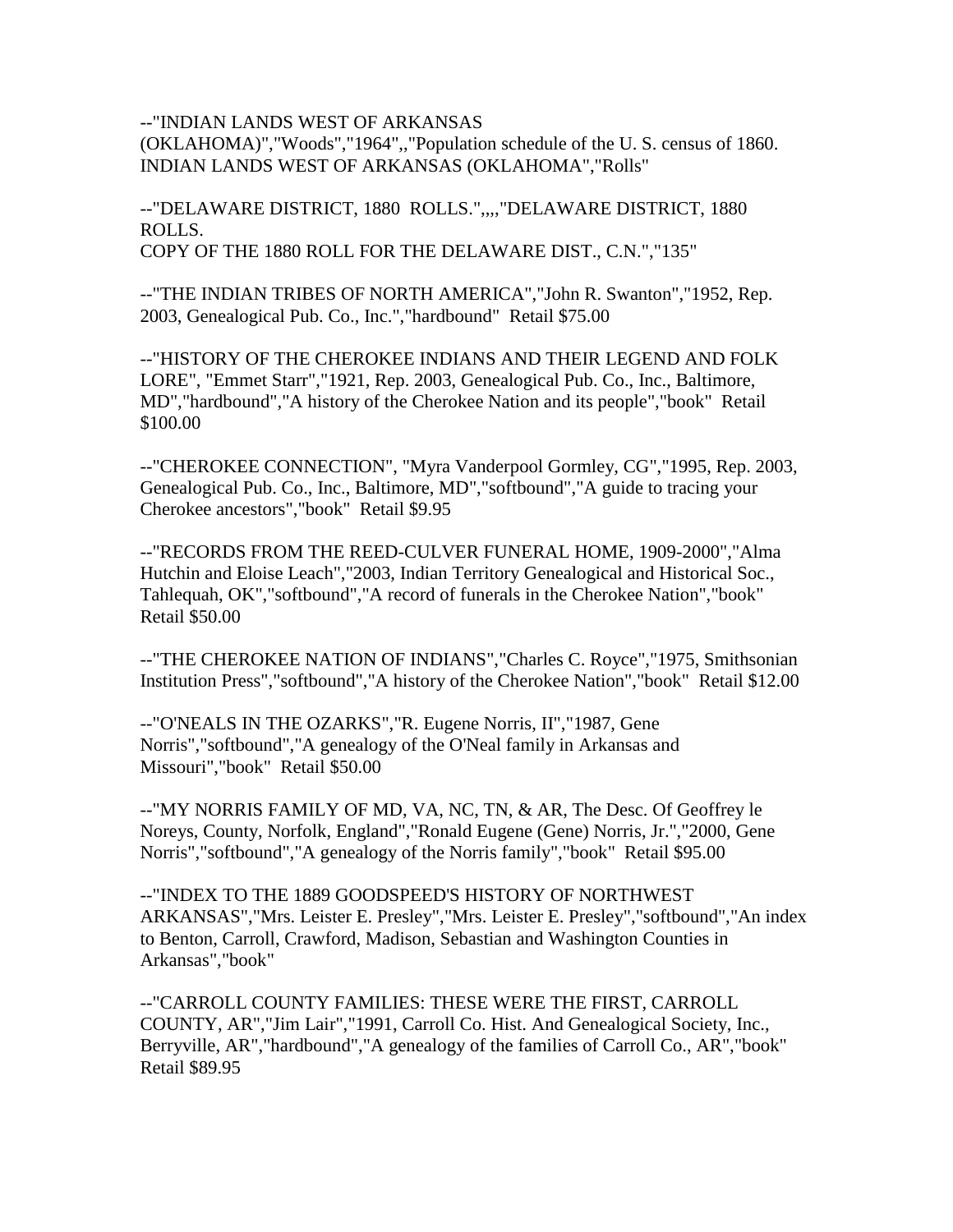--"INDIAN LANDS WEST OF ARKANSAS (OKLAHOMA)","Woods","1964",,"Population schedule of the U. S. census of 1860. INDIAN LANDS WEST OF ARKANSAS (OKLAHOMA","Rolls"

--"DELAWARE DISTRICT, 1880 ROLLS.",,,,"DELAWARE DISTRICT, 1880 ROLLS.
COPY OF THE 1880 ROLL FOR THE DELAWARE DIST., C.N.","135"

--"THE INDIAN TRIBES OF NORTH AMERICA","John R. Swanton","1952, Rep. 2003, Genealogical Pub. Co., Inc.","hardbound" Retail $75.00

--"HISTORY OF THE CHEROKEE INDIANS AND THEIR LEGEND AND FOLK LORE", "Emmet Starr","1921, Rep. 2003, Genealogical Pub. Co., Inc., Baltimore, MD","hardbound","A history of the Cherokee Nation and its people","book" Retail $100.00

--"CHEROKEE CONNECTION", "Myra Vanderpool Gormley, CG","1995, Rep. 2003, Genealogical Pub. Co., Inc., Baltimore, MD","softbound","A guide to tracing your Cherokee ancestors","book" Retail $9.95

--"RECORDS FROM THE REED-CULVER FUNERAL HOME, 1909-2000","Alma Hutchin and Eloise Leach","2003, Indian Territory Genealogical and Historical Soc., Tahlequah, OK","softbound","A record of funerals in the Cherokee Nation","book" Retail $50.00

--"THE CHEROKEE NATION OF INDIANS","Charles C. Royce","1975, Smithsonian Institution Press","softbound","A history of the Cherokee Nation","book" Retail $12.00

--"O'NEALS IN THE OZARKS","R. Eugene Norris, II","1987, Gene Norris","softbound","A genealogy of the O'Neal family in Arkansas and Missouri","book" Retail $50.00

--"MY NORRIS FAMILY OF MD, VA, NC, TN, & AR, The Desc. Of Geoffrey le Noreys, County, Norfolk, England","Ronald Eugene (Gene) Norris, Jr.","2000, Gene Norris","softbound","A genealogy of the Norris family","book" Retail $95.00

--"INDEX TO THE 1889 GOODSPEED'S HISTORY OF NORTHWEST ARKANSAS","Mrs. Leister E. Presley","Mrs. Leister E. Presley","softbound","An index to Benton, Carroll, Crawford, Madison, Sebastian and Washington Counties in Arkansas","book"

--"CARROLL COUNTY FAMILIES: THESE WERE THE FIRST, CARROLL COUNTY, AR","Jim Lair","1991, Carroll Co. Hist. And Genealogical Society, Inc., Berryville, AR","hardbound","A genealogy of the families of Carroll Co., AR","book" Retail $89.95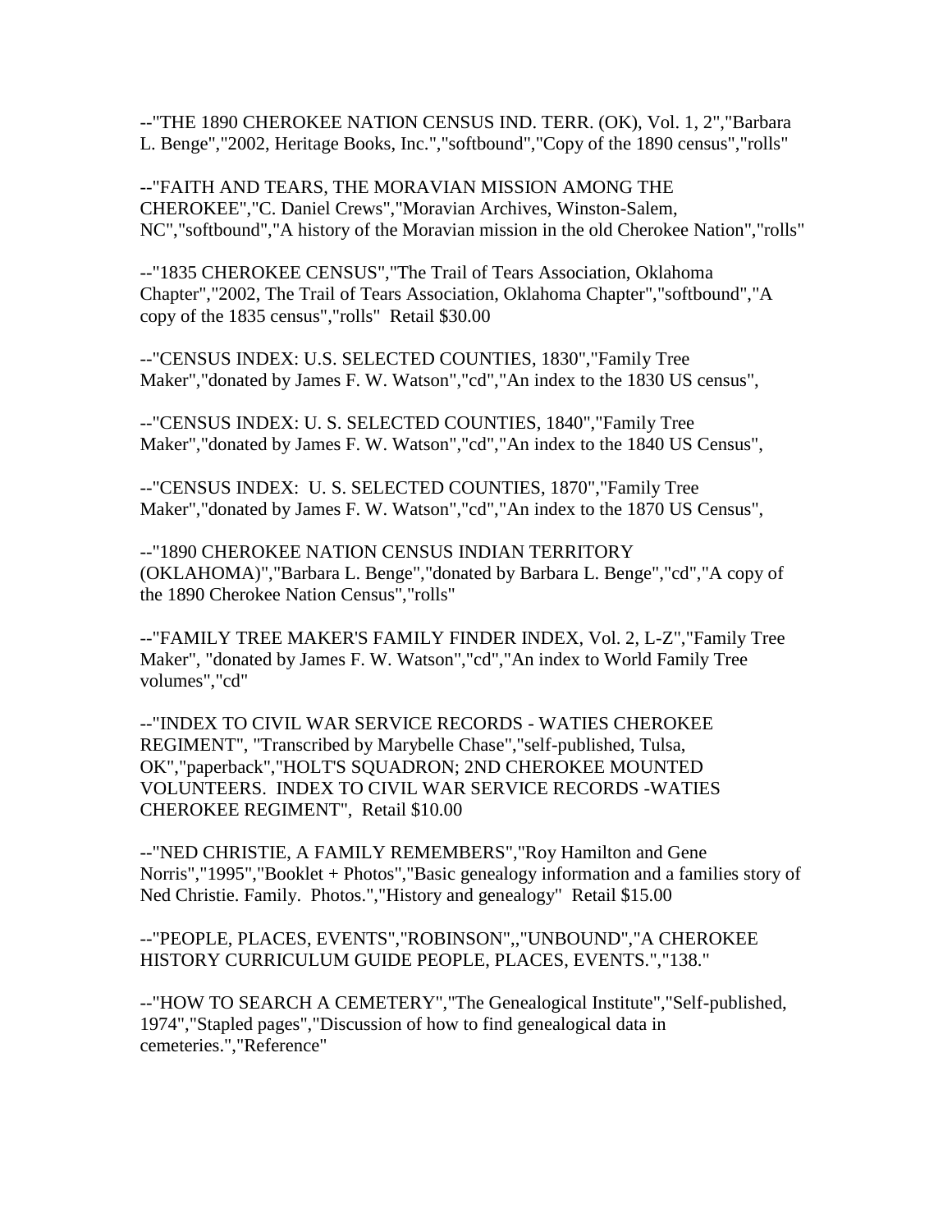--"THE 1890 CHEROKEE NATION CENSUS IND. TERR. (OK), Vol. 1, 2","Barbara L. Benge","2002, Heritage Books, Inc.","softbound","Copy of the 1890 census","rolls"

--"FAITH AND TEARS, THE MORAVIAN MISSION AMONG THE CHEROKEE","C. Daniel Crews","Moravian Archives, Winston-Salem, NC","softbound","A history of the Moravian mission in the old Cherokee Nation","rolls"

--"1835 CHEROKEE CENSUS","The Trail of Tears Association, Oklahoma Chapter","2002, The Trail of Tears Association, Oklahoma Chapter","softbound","A copy of the 1835 census","rolls" Retail $30.00

--"CENSUS INDEX: U.S. SELECTED COUNTIES, 1830","Family Tree Maker","donated by James F. W. Watson","cd","An index to the 1830 US census",

--"CENSUS INDEX: U. S. SELECTED COUNTIES, 1840","Family Tree Maker","donated by James F. W. Watson","cd","An index to the 1840 US Census",

--"CENSUS INDEX: U. S. SELECTED COUNTIES, 1870","Family Tree Maker","donated by James F. W. Watson","cd","An index to the 1870 US Census",

--"1890 CHEROKEE NATION CENSUS INDIAN TERRITORY (OKLAHOMA)","Barbara L. Benge","donated by Barbara L. Benge","cd","A copy of the 1890 Cherokee Nation Census","rolls"

--"FAMILY TREE MAKER'S FAMILY FINDER INDEX, Vol. 2, L-Z","Family Tree Maker", "donated by James F. W. Watson","cd","An index to World Family Tree volumes","cd"

--"INDEX TO CIVIL WAR SERVICE RECORDS - WATIES CHEROKEE REGIMENT", "Transcribed by Marybelle Chase","self-published, Tulsa, OK","paperback","HOLT'S SQUADRON; 2ND CHEROKEE MOUNTED VOLUNTEERS. INDEX TO CIVIL WAR SERVICE RECORDS -WATIES CHEROKEE REGIMENT", Retail $10.00

--"NED CHRISTIE, A FAMILY REMEMBERS","Roy Hamilton and Gene Norris","1995","Booklet + Photos","Basic genealogy information and a families story of Ned Christie. Family. Photos.","History and genealogy" Retail $15.00

--"PEOPLE, PLACES, EVENTS","ROBINSON",,"UNBOUND","A CHEROKEE HISTORY CURRICULUM GUIDE PEOPLE, PLACES, EVENTS.","138."

--"HOW TO SEARCH A CEMETERY","The Genealogical Institute","Self-published, 1974","Stapled pages","Discussion of how to find genealogical data in cemeteries.","Reference"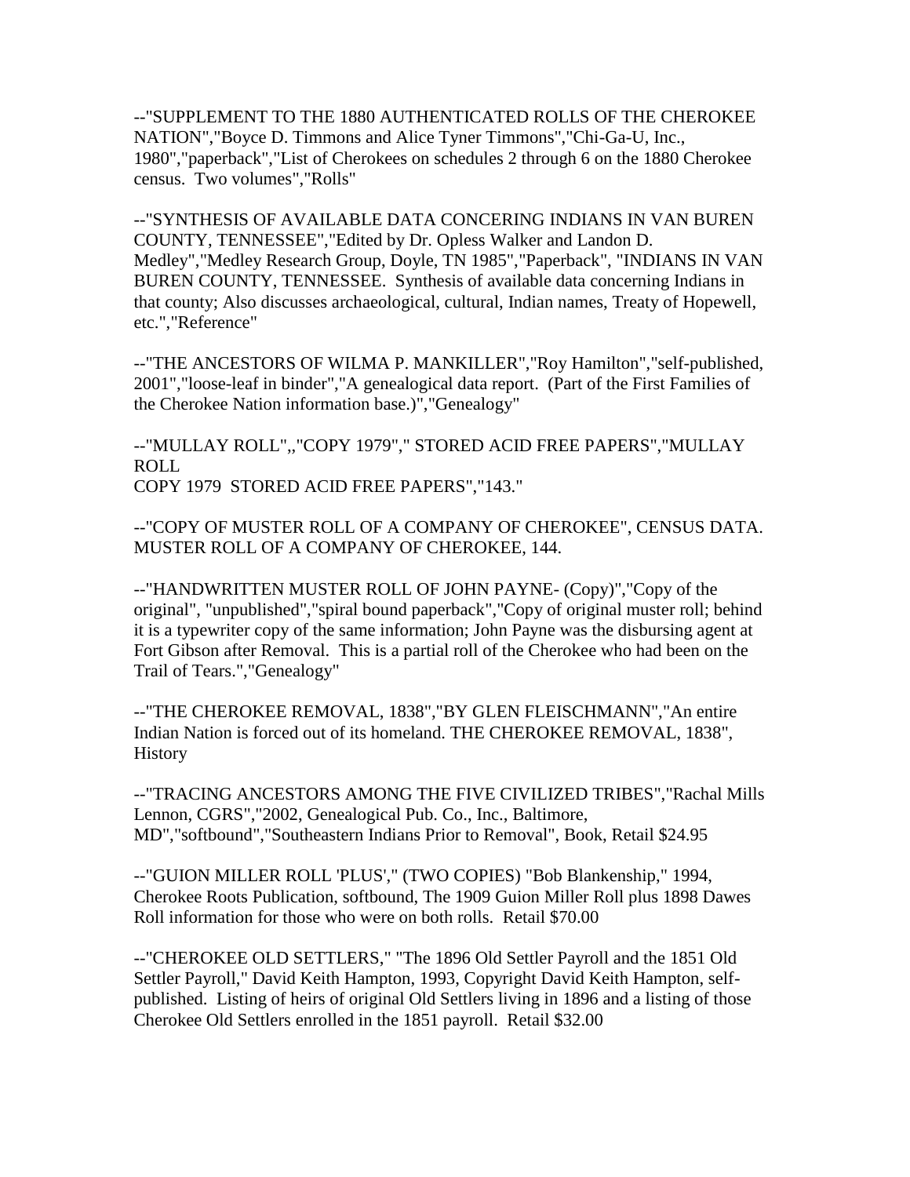--"SUPPLEMENT TO THE 1880 AUTHENTICATED ROLLS OF THE CHEROKEE NATION","Boyce D. Timmons and Alice Tyner Timmons","Chi-Ga-U, Inc., 1980","paperback","List of Cherokees on schedules 2 through 6 on the 1880 Cherokee census. Two volumes","Rolls"

--"SYNTHESIS OF AVAILABLE DATA CONCERING INDIANS IN VAN BUREN COUNTY, TENNESSEE","Edited by Dr. Opless Walker and Landon D. Medley","Medley Research Group, Doyle, TN 1985","Paperback", "INDIANS IN VAN BUREN COUNTY, TENNESSEE. Synthesis of available data concerning Indians in that county; Also discusses archaeological, cultural, Indian names, Treaty of Hopewell, etc.","Reference"

--"THE ANCESTORS OF WILMA P. MANKILLER","Roy Hamilton","self-published, 2001","loose-leaf in binder","A genealogical data report. (Part of the First Families of the Cherokee Nation information base.)","Genealogy"

--"MULLAY ROLL",,"COPY 1979"," STORED ACID FREE PAPERS","MULLAY ROLL
COPY 1979 STORED ACID FREE PAPERS","143."

--"COPY OF MUSTER ROLL OF A COMPANY OF CHEROKEE", CENSUS DATA. MUSTER ROLL OF A COMPANY OF CHEROKEE, 144.

--"HANDWRITTEN MUSTER ROLL OF JOHN PAYNE- (Copy)","Copy of the original", "unpublished","spiral bound paperback","Copy of original muster roll; behind it is a typewriter copy of the same information; John Payne was the disbursing agent at Fort Gibson after Removal. This is a partial roll of the Cherokee who had been on the Trail of Tears.","Genealogy"

--"THE CHEROKEE REMOVAL, 1838","BY GLEN FLEISCHMANN","An entire Indian Nation is forced out of its homeland. THE CHEROKEE REMOVAL, 1838", History

--"TRACING ANCESTORS AMONG THE FIVE CIVILIZED TRIBES","Rachal Mills Lennon, CGRS","2002, Genealogical Pub. Co., Inc., Baltimore, MD","softbound","Southeastern Indians Prior to Removal", Book, Retail $24.95

--"GUION MILLER ROLL 'PLUS'," (TWO COPIES) "Bob Blankenship," 1994, Cherokee Roots Publication, softbound, The 1909 Guion Miller Roll plus 1898 Dawes Roll information for those who were on both rolls. Retail $70.00

--"CHEROKEE OLD SETTLERS," "The 1896 Old Settler Payroll and the 1851 Old Settler Payroll," David Keith Hampton, 1993, Copyright David Keith Hampton, self-published. Listing of heirs of original Old Settlers living in 1896 and a listing of those Cherokee Old Settlers enrolled in the 1851 payroll. Retail $32.00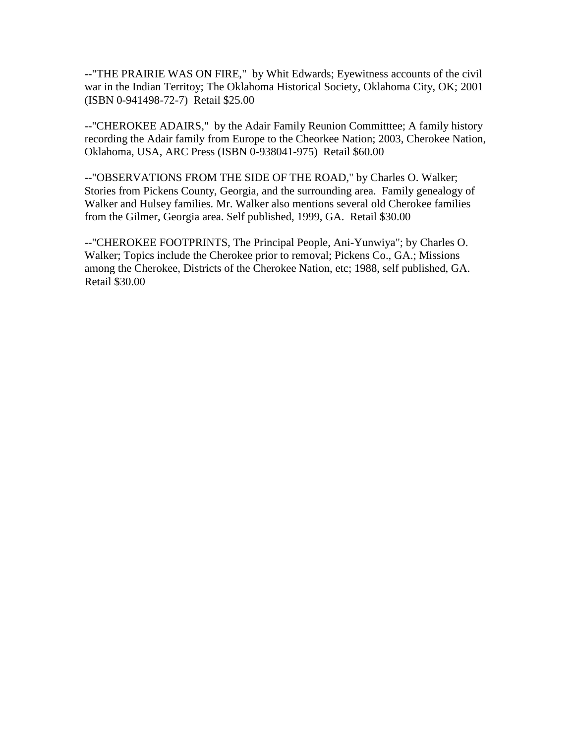--"THE PRAIRIE WAS ON FIRE," by Whit Edwards; Eyewitness accounts of the civil war in the Indian Territoy; The Oklahoma Historical Society, Oklahoma City, OK; 2001 (ISBN 0-941498-72-7) Retail $25.00

--"CHEROKEE ADAIRS," by the Adair Family Reunion Committtee; A family history recording the Adair family from Europe to the Cheorkee Nation; 2003, Cherokee Nation, Oklahoma, USA, ARC Press (ISBN 0-938041-975) Retail $60.00

--"OBSERVATIONS FROM THE SIDE OF THE ROAD," by Charles O. Walker; Stories from Pickens County, Georgia, and the surrounding area. Family genealogy of Walker and Hulsey families. Mr. Walker also mentions several old Cherokee families from the Gilmer, Georgia area. Self published, 1999, GA. Retail $30.00

--"CHEROKEE FOOTPRINTS, The Principal People, Ani-Yunwiya"; by Charles O. Walker; Topics include the Cherokee prior to removal; Pickens Co., GA.; Missions among the Cherokee, Districts of the Cherokee Nation, etc; 1988, self published, GA. Retail $30.00